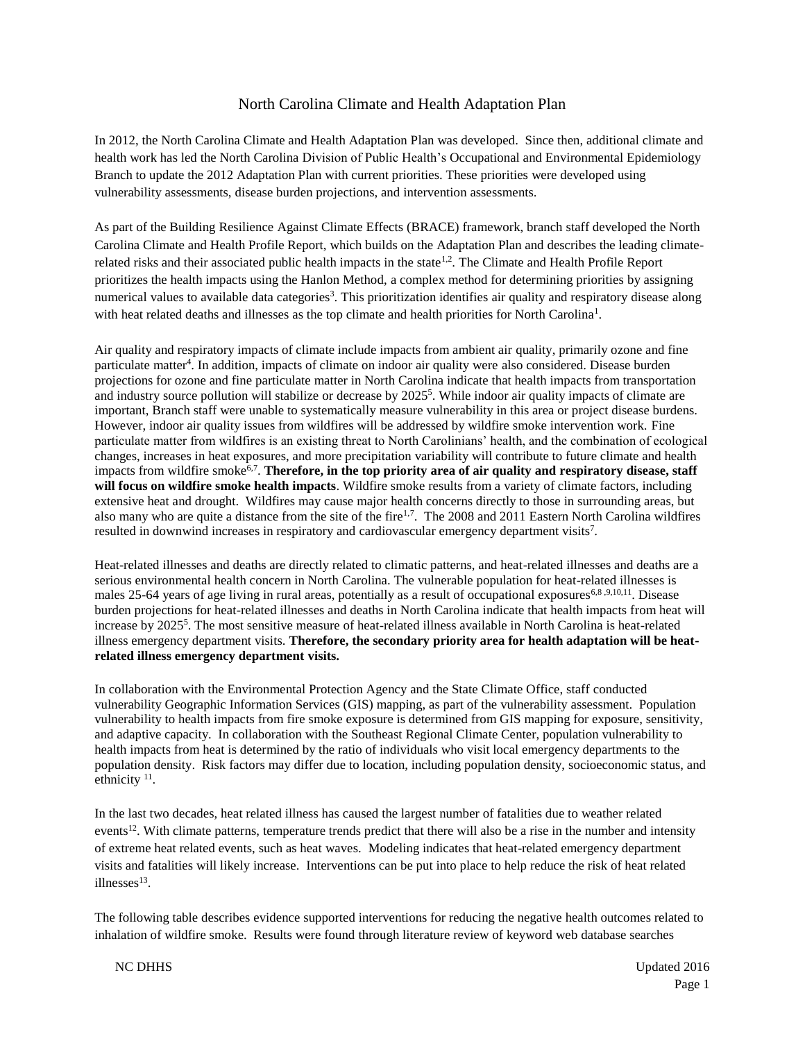# North Carolina Climate and Health Adaptation Plan

In 2012, the North Carolina Climate and Health Adaptation Plan was developed. Since then, additional climate and health work has led the North Carolina Division of Public Health's Occupational and Environmental Epidemiology Branch to update the 2012 Adaptation Plan with current priorities. These priorities were developed using vulnerability assessments, disease burden projections, and intervention assessments.

As part of the Building Resilience Against Climate Effects (BRACE) framework, branch staff developed the North Carolina Climate and Health Profile Report, which builds on the Adaptation Plan and describes the leading climate-related risks and their associated public health impacts in the state[1,2]. The Climate and Health Profile Report prioritizes the health impacts using the Hanlon Method, a complex method for determining priorities by assigning numerical values to available data categories[3]. This prioritization identifies air quality and respiratory disease along with heat related deaths and illnesses as the top climate and health priorities for North Carolina[1].

Air quality and respiratory impacts of climate include impacts from ambient air quality, primarily ozone and fine particulate matter[4]. In addition, impacts of climate on indoor air quality were also considered. Disease burden projections for ozone and fine particulate matter in North Carolina indicate that health impacts from transportation and industry source pollution will stabilize or decrease by 2025[5]. While indoor air quality impacts of climate are important, Branch staff were unable to systematically measure vulnerability in this area or project disease burdens. However, indoor air quality issues from wildfires will be addressed by wildfire smoke intervention work. Fine particulate matter from wildfires is an existing threat to North Carolinians' health, and the combination of ecological changes, increases in heat exposures, and more precipitation variability will contribute to future climate and health impacts from wildfire smoke[6,7]. **Therefore, in the top priority area of air quality and respiratory disease, staff will focus on wildfire smoke health impacts**. Wildfire smoke results from a variety of climate factors, including extensive heat and drought. Wildfires may cause major health concerns directly to those in surrounding areas, but also many who are quite a distance from the site of the fire[1,7]. The 2008 and 2011 Eastern North Carolina wildfires resulted in downwind increases in respiratory and cardiovascular emergency department visits[7].

Heat-related illnesses and deaths are directly related to climatic patterns, and heat-related illnesses and deaths are a serious environmental health concern in North Carolina. The vulnerable population for heat-related illnesses is males 25-64 years of age living in rural areas, potentially as a result of occupational exposures[6,8,9,10,11]. Disease burden projections for heat-related illnesses and deaths in North Carolina indicate that health impacts from heat will increase by 2025[5]. The most sensitive measure of heat-related illness available in North Carolina is heat-related illness emergency department visits. **Therefore, the secondary priority area for health adaptation will be heat-related illness emergency department visits.**

In collaboration with the Environmental Protection Agency and the State Climate Office, staff conducted vulnerability Geographic Information Services (GIS) mapping, as part of the vulnerability assessment. Population vulnerability to health impacts from fire smoke exposure is determined from GIS mapping for exposure, sensitivity, and adaptive capacity. In collaboration with the Southeast Regional Climate Center, population vulnerability to health impacts from heat is determined by the ratio of individuals who visit local emergency departments to the population density. Risk factors may differ due to location, including population density, socioeconomic status, and ethnicity [11].

In the last two decades, heat related illness has caused the largest number of fatalities due to weather related events[12]. With climate patterns, temperature trends predict that there will also be a rise in the number and intensity of extreme heat related events, such as heat waves. Modeling indicates that heat-related emergency department visits and fatalities will likely increase. Interventions can be put into place to help reduce the risk of heat related illnesses[13].

The following table describes evidence supported interventions for reducing the negative health outcomes related to inhalation of wildfire smoke. Results were found through literature review of keyword web database searches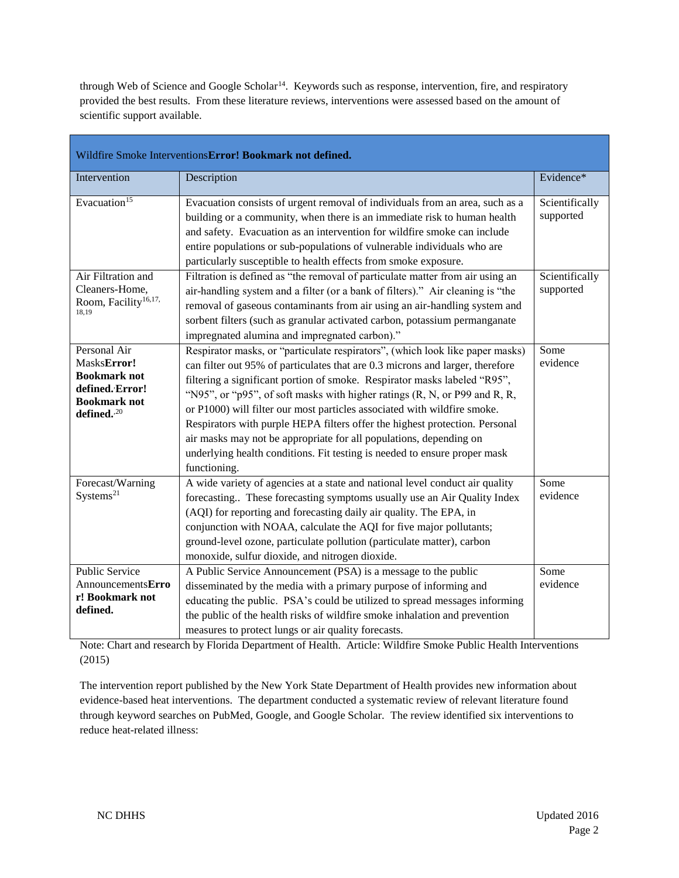through Web of Science and Google Scholar[14]. Keywords such as response, intervention, fire, and respiratory provided the best results. From these literature reviews, interventions were assessed based on the amount of scientific support available.

| Wildfire Smoke Interventions**Error! Bookmark not defined.** | | |
|---|---|---|
| Intervention | Description | Evidence* |
| Evacuation[15] | Evacuation consists of urgent removal of individuals from an area, such as a building or a community, when there is an immediate risk to human health and safety. Evacuation as an intervention for wildfire smoke can include entire populations or sub-populations of vulnerable individuals who are particularly susceptible to health effects from smoke exposure. | Scientifically supported |
| Air Filtration and Cleaners-Home, Room, Facility[16,17,18,19] | Filtration is defined as "the removal of particulate matter from air using an air-handling system and a filter (or a bank of filters)." Air cleaning is "the removal of gaseous contaminants from air using an air-handling system and sorbent filters (such as granular activated carbon, potassium permanganate impregnated alumina and impregnated carbon)." | Scientifically supported |
| Personal Air Masks**Error! Bookmark not defined.**,**Error! Bookmark not defined.**,[20] | Respirator masks, or "particulate respirators", (which look like paper masks) can filter out 95% of particulates that are 0.3 microns and larger, therefore filtering a significant portion of smoke. Respirator masks labeled "R95", "N95", or "p95", of soft masks with higher ratings (R, N, or P99 and R, R, or P1000) will filter our most particles associated with wildfire smoke. Respirators with purple HEPA filters offer the highest protection. Personal air masks may not be appropriate for all populations, depending on underlying health conditions. Fit testing is needed to ensure proper mask functioning. | Some evidence |
| Forecast/Warning Systems[21] | A wide variety of agencies at a state and national level conduct air quality forecasting.. These forecasting symptoms usually use an Air Quality Index (AQI) for reporting and forecasting daily air quality. The EPA, in conjunction with NOAA, calculate the AQI for five major pollutants; ground-level ozone, particulate pollution (particulate matter), carbon monoxide, sulfur dioxide, and nitrogen dioxide. | Some evidence |
| Public Service Announcements**Error! Bookmark not defined.** | A Public Service Announcement (PSA) is a message to the public disseminated by the media with a primary purpose of informing and educating the public. PSA's could be utilized to spread messages informing the public of the health risks of wildfire smoke inhalation and prevention measures to protect lungs or air quality forecasts. | Some evidence |

Note: Chart and research by Florida Department of Health. Article: Wildfire Smoke Public Health Interventions (2015)

The intervention report published by the New York State Department of Health provides new information about evidence-based heat interventions. The department conducted a systematic review of relevant literature found through keyword searches on PubMed, Google, and Google Scholar. The review identified six interventions to reduce heat-related illness: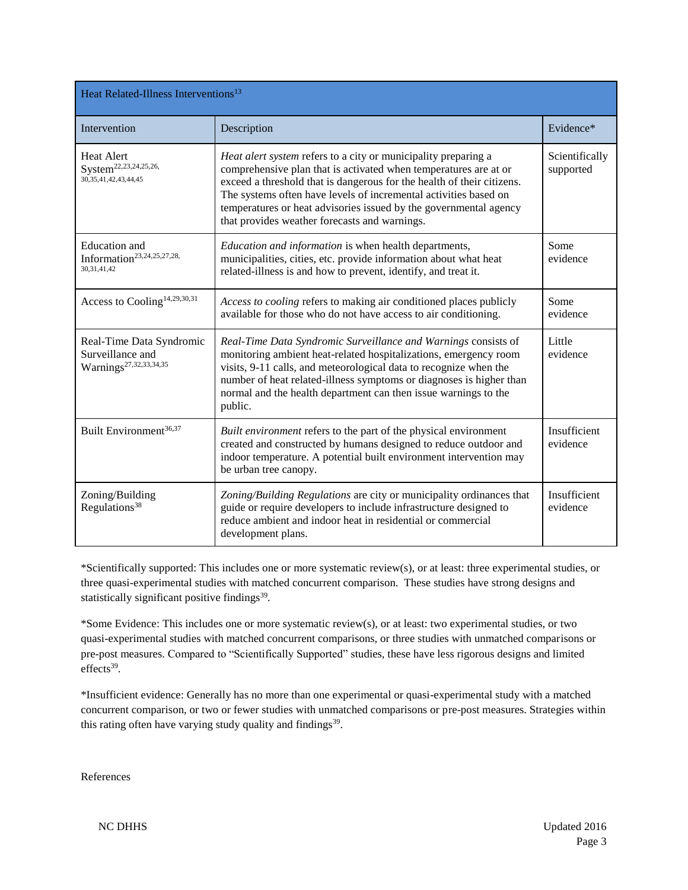| Heat Related-Illness Interventions[13] | | |
|---|---|---|
| Intervention | Description | Evidence* |
| Heat Alert System[22,23,24,25,26,30,35,41,42,43,44,45] | *Heat alert system* refers to a city or municipality preparing a comprehensive plan that is activated when temperatures are at or exceed a threshold that is dangerous for the health of their citizens. The systems often have levels of incremental activities based on temperatures or heat advisories issued by the governmental agency that provides weather forecasts and warnings. | Scientifically supported |
| Education and Information[23,24,25,27,28,30,31,41,42] | *Education and information* is when health departments, municipalities, cities, etc. provide information about what heat related-illness is and how to prevent, identify, and treat it. | Some evidence |
| Access to Cooling[14,29,30,31] | *Access to cooling* refers to making air conditioned places publicly available for those who do not have access to air conditioning. | Some evidence |
| Real-Time Data Syndromic Surveillance and Warnings[27,32,33,34,35] | *Real-Time Data Syndromic Surveillance and Warnings* consists of monitoring ambient heat-related hospitalizations, emergency room visits, 9-11 calls, and meteorological data to recognize when the number of heat related-illness symptoms or diagnoses is higher than normal and the health department can then issue warnings to the public. | Little evidence |
| Built Environment[36,37] | *Built environment* refers to the part of the physical environment created and constructed by humans designed to reduce outdoor and indoor temperature. A potential built environment intervention may be urban tree canopy. | Insufficient evidence |
| Zoning/Building Regulations[38] | *Zoning/Building Regulations* are city or municipality ordinances that guide or require developers to include infrastructure designed to reduce ambient and indoor heat in residential or commercial development plans. | Insufficient evidence |

*Scientifically supported: This includes one or more systematic review(s), or at least: three experimental studies, or three quasi-experimental studies with matched concurrent comparison. These studies have strong designs and statistically significant positive findings[39].

*Some Evidence: This includes one or more systematic review(s), or at least: two experimental studies, or two quasi-experimental studies with matched concurrent comparisons, or three studies with unmatched comparisons or pre-post measures. Compared to "Scientifically Supported" studies, these have less rigorous designs and limited effects[39].

*Insufficient evidence: Generally has no more than one experimental or quasi-experimental study with a matched concurrent comparison, or two or fewer studies with unmatched comparisons or pre-post measures. Strategies within this rating often have varying study quality and findings[39].

References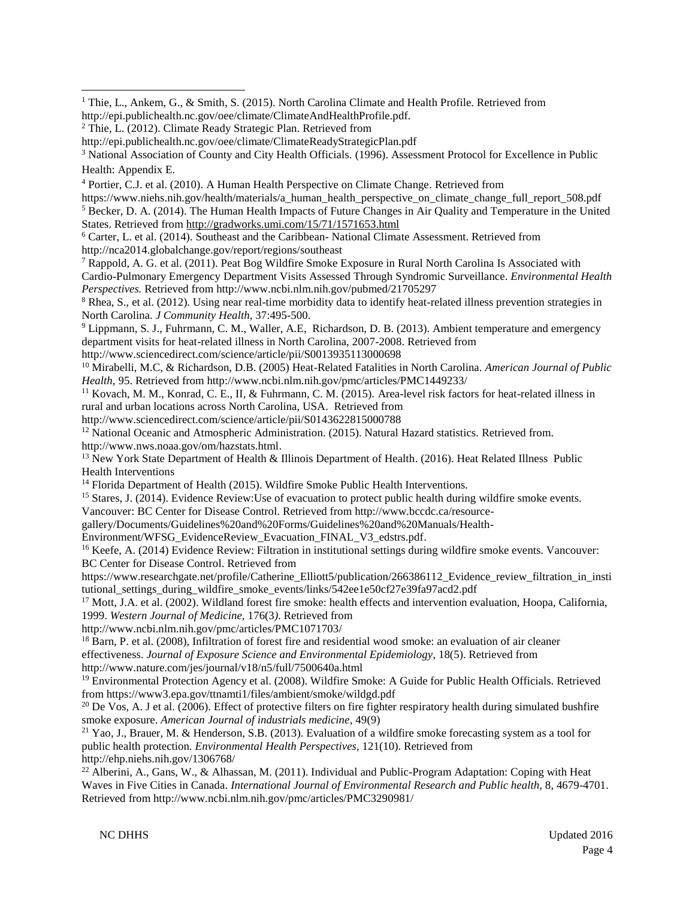[1] Thie, L., Ankem, G., & Smith, S. (2015). North Carolina Climate and Health Profile. Retrieved from http://epi.publichealth.nc.gov/oee/climate/ClimateAndHealthProfile.pdf.

[2] Thie, L. (2012). Climate Ready Strategic Plan. Retrieved from http://epi.publichealth.nc.gov/oee/climate/ClimateReadyStrategicPlan.pdf

[3] National Association of County and City Health Officials. (1996). Assessment Protocol for Excellence in Public Health: Appendix E.

[4] Portier, C.J. et al. (2010). A Human Health Perspective on Climate Change. Retrieved from https://www.niehs.nih.gov/health/materials/a_human_health_perspective_on_climate_change_full_report_508.pdf

[5] Becker, D. A. (2014). The Human Health Impacts of Future Changes in Air Quality and Temperature in the United States. Retrieved from http://gradworks.umi.com/15/71/1571653.html

[6] Carter, L. et al. (2014). Southeast and the Caribbean- National Climate Assessment. Retrieved from http://nca2014.globalchange.gov/report/regions/southeast

[7] Rappold, A. G. et al. (2011). Peat Bog Wildfire Smoke Exposure in Rural North Carolina Is Associated with Cardio-Pulmonary Emergency Department Visits Assessed Through Syndromic Surveillance. *Environmental Health Perspectives.* Retrieved from http://www.ncbi.nlm.nih.gov/pubmed/21705297

[8] Rhea, S., et al. (2012). Using near real-time morbidity data to identify heat-related illness prevention strategies in North Carolina. *J Community Health*, 37:495-500.

[9] Lippmann, S. J., Fuhrmann, C. M., Waller, A.E, Richardson, D. B. (2013). Ambient temperature and emergency department visits for heat-related illness in North Carolina, 2007-2008. Retrieved from http://www.sciencedirect.com/science/article/pii/S0013935113000698

[10] Mirabelli, M.C, & Richardson, D.B. (2005) Heat-Related Fatalities in North Carolina. *American Journal of Public Health*, 95. Retrieved from http://www.ncbi.nlm.nih.gov/pmc/articles/PMC1449233/

[11] Kovach, M. M., Konrad, C. E., II, & Fuhrmann, C. M. (2015). Area-level risk factors for heat-related illness in rural and urban locations across North Carolina, USA. Retrieved from http://www.sciencedirect.com/science/article/pii/S0143622815000788

[12] National Oceanic and Atmospheric Administration. (2015). Natural Hazard statistics. Retrieved from. http://www.nws.noaa.gov/om/hazstats.html.

[13] New York State Department of Health & Illinois Department of Health. (2016). Heat Related Illness Public Health Interventions

[14] Florida Department of Health (2015). Wildfire Smoke Public Health Interventions.

[15] Stares, J. (2014). Evidence Review:Use of evacuation to protect public health during wildfire smoke events. Vancouver: BC Center for Disease Control. Retrieved from http://www.bccdc.ca/resource-gallery/Documents/Guidelines%20and%20Forms/Guidelines%20and%20Manuals/Health-Environment/WFSG_EvidenceReview_Evacuation_FINAL_V3_edstrs.pdf.

[16] Keefe, A. (2014) Evidence Review: Filtration in institutional settings during wildfire smoke events. Vancouver: BC Center for Disease Control. Retrieved from https://www.researchgate.net/profile/Catherine_Elliott5/publication/266386112_Evidence_review_filtration_in_institutional_settings_during_wildfire_smoke_events/links/542ee1e50cf27e39fa97acd2.pdf

[17] Mott, J.A. et al. (2002). Wildland forest fire smoke: health effects and intervention evaluation, Hoopa, California, 1999. *Western Journal of Medicine*, 176(3). Retrieved from http://www.ncbi.nlm.nih.gov/pmc/articles/PMC1071703/

[18] Barn, P. et al. (2008), Infiltration of forest fire and residential wood smoke: an evaluation of air cleaner effectiveness. *Journal of Exposure Science and Environmental Epidemiology*, 18(5). Retrieved from http://www.nature.com/jes/journal/v18/n5/full/7500640a.html

[19] Environmental Protection Agency et al. (2008). Wildfire Smoke: A Guide for Public Health Officials. Retrieved from https://www3.epa.gov/ttnamti1/files/ambient/smoke/wildgd.pdf

[20] De Vos, A. J et al. (2006). Effect of protective filters on fire fighter respiratory health during simulated bushfire smoke exposure. *American Journal of industrials medicine*, 49(9)

[21] Yao, J., Brauer, M. & Henderson, S.B. (2013). Evaluation of a wildfire smoke forecasting system as a tool for public health protection. *Environmental Health Perspectives*, 121(10). Retrieved from http://ehp.niehs.nih.gov/1306768/

[22] Alberini, A., Gans, W., & Alhassan, M. (2011). Individual and Public-Program Adaptation: Coping with Heat Waves in Five Cities in Canada. *International Journal of Environmental Research and Public health*, 8, 4679-4701. Retrieved from http://www.ncbi.nlm.nih.gov/pmc/articles/PMC3290981/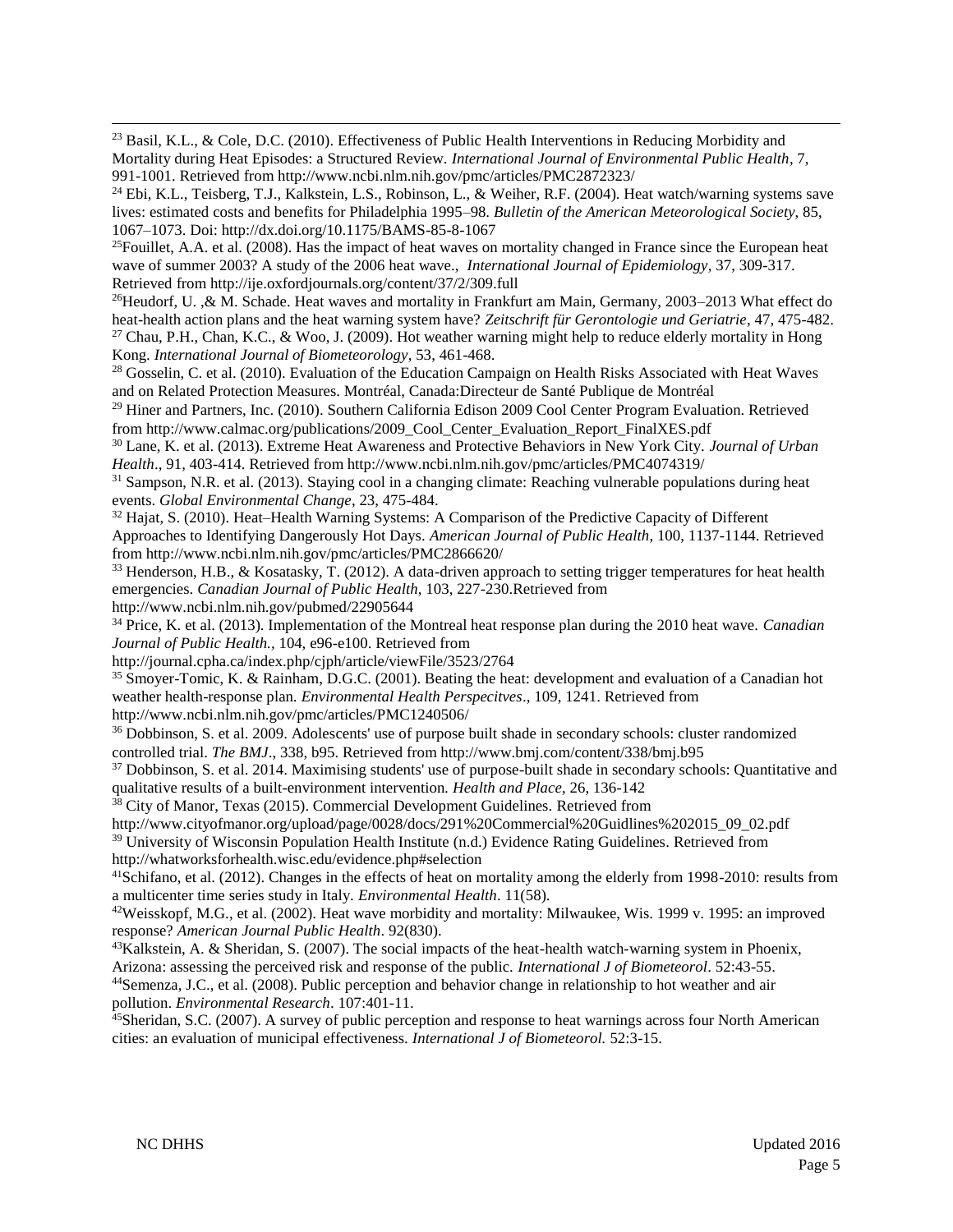[23] Basil, K.L., & Cole, D.C. (2010). Effectiveness of Public Health Interventions in Reducing Morbidity and Mortality during Heat Episodes: a Structured Review. *International Journal of Environmental Public Health*, 7, 991-1001. Retrieved from http://www.ncbi.nlm.nih.gov/pmc/articles/PMC2872323/

[24] Ebi, K.L., Teisberg, T.J., Kalkstein, L.S., Robinson, L., & Weiher, R.F. (2004). Heat watch/warning systems save lives: estimated costs and benefits for Philadelphia 1995–98. *Bulletin of the American Meteorological Society*, 85, 1067–1073. Doi: http://dx.doi.org/10.1175/BAMS-85-8-1067

[25] Fouillet, A.A. et al. (2008). Has the impact of heat waves on mortality changed in France since the European heat wave of summer 2003? A study of the 2006 heat wave., *International Journal of Epidemiology*, 37, 309-317. Retrieved from http://ije.oxfordjournals.org/content/37/2/309.full

[26] Heudorf, U. ,& M. Schade. Heat waves and mortality in Frankfurt am Main, Germany, 2003–2013 What effect do heat-health action plans and the heat warning system have? *Zeitschrift für Gerontologie und Geriatrie*, 47, 475-482.

[27] Chau, P.H., Chan, K.C., & Woo, J. (2009). Hot weather warning might help to reduce elderly mortality in Hong Kong. *International Journal of Biometeorology*, 53, 461-468.

[28] Gosselin, C. et al. (2010). Evaluation of the Education Campaign on Health Risks Associated with Heat Waves and on Related Protection Measures. Montréal, Canada:Directeur de Santé Publique de Montréal

[29] Hiner and Partners, Inc. (2010). Southern California Edison 2009 Cool Center Program Evaluation. Retrieved from http://www.calmac.org/publications/2009_Cool_Center_Evaluation_Report_FinalXES.pdf

[30] Lane, K. et al. (2013). Extreme Heat Awareness and Protective Behaviors in New York City. *Journal of Urban Health*., 91, 403-414. Retrieved from http://www.ncbi.nlm.nih.gov/pmc/articles/PMC4074319/

[31] Sampson, N.R. et al. (2013). Staying cool in a changing climate: Reaching vulnerable populations during heat events. *Global Environmental Change*, 23, 475-484.

[32] Hajat, S. (2010). Heat–Health Warning Systems: A Comparison of the Predictive Capacity of Different Approaches to Identifying Dangerously Hot Days. *American Journal of Public Health*, 100, 1137-1144. Retrieved from http://www.ncbi.nlm.nih.gov/pmc/articles/PMC2866620/

[33] Henderson, H.B., & Kosatasky, T. (2012). A data-driven approach to setting trigger temperatures for heat health emergencies. *Canadian Journal of Public Health*, 103, 227-230.Retrieved from http://www.ncbi.nlm.nih.gov/pubmed/22905644

[34] Price, K. et al. (2013). Implementation of the Montreal heat response plan during the 2010 heat wave. *Canadian Journal of Public Health.*, 104, e96-e100. Retrieved from http://journal.cpha.ca/index.php/cjph/article/viewFile/3523/2764

[35] Smoyer-Tomic, K. & Rainham, D.G.C. (2001). Beating the heat: development and evaluation of a Canadian hot weather health-response plan. *Environmental Health Perspecitves*., 109, 1241. Retrieved from http://www.ncbi.nlm.nih.gov/pmc/articles/PMC1240506/

[36] Dobbinson, S. et al. 2009. Adolescents' use of purpose built shade in secondary schools: cluster randomized controlled trial. *The BMJ*., 338, b95. Retrieved from http://www.bmj.com/content/338/bmj.b95

[37] Dobbinson, S. et al. 2014. Maximising students' use of purpose-built shade in secondary schools: Quantitative and qualitative results of a built-environment intervention. *Health and Place*, 26, 136-142

[38] City of Manor, Texas (2015). Commercial Development Guidelines. Retrieved from http://www.cityofmanor.org/upload/page/0028/docs/291%20Commercial%20Guidlines%202015_09_02.pdf

[39] University of Wisconsin Population Health Institute (n.d.) Evidence Rating Guidelines. Retrieved from http://whatworksforhealth.wisc.edu/evidence.php#selection

[41] Schifano, et al. (2012). Changes in the effects of heat on mortality among the elderly from 1998-2010: results from a multicenter time series study in Italy. *Environmental Health*. 11(58).

[42] Weisskopf, M.G., et al. (2002). Heat wave morbidity and mortality: Milwaukee, Wis. 1999 v. 1995: an improved response? *American Journal Public Health*. 92(830).

[43] Kalkstein, A. & Sheridan, S. (2007). The social impacts of the heat-health watch-warning system in Phoenix, Arizona: assessing the perceived risk and response of the public. *International J of Biometeorol*. 52:43-55.

[44] Semenza, J.C., et al. (2008). Public perception and behavior change in relationship to hot weather and air pollution. *Environmental Research*. 107:401-11.

[45] Sheridan, S.C. (2007). A survey of public perception and response to heat warnings across four North American cities: an evaluation of municipal effectiveness. *International J of Biometeorol.* 52:3-15.